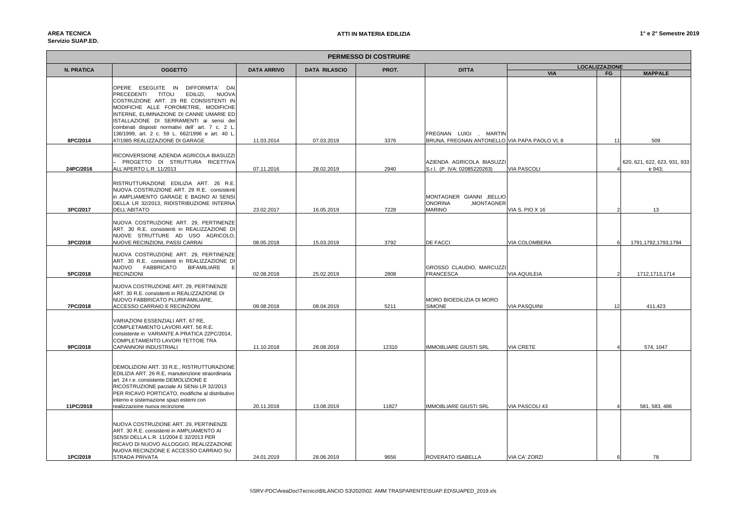**AREA TECNICA**
**Servizio SUAP.ED.**

**ATTI IN MATERIA EDILIZIA**

**1° e 2° Semestre 2019**

| PERMESSO DI COSTRUIRE | | | | | | | | |
|---|---|---|---|---|---|---|---|---|
| **N. PRATICA** | **OGGETTO** | **DATA ARRIVO** | **DATA RILASCIO** | **PROT.** | **DITTA** | **LOCALIZZAZIONE** | | |
| | | | | | | **VIA** | **FG** | **MAPPALE** |
| 8PC/2014 | OPERE ESEGUITE IN DIFFORMITA' DAI PRECEDENTI TITOLI EDILIZI, NUOVA COSTRUZIONE ART. 29 RE CONSISTENTI IN MODIFICHE ALLE FOROMETRIE, MODIFICHE INTERNE, ELIMINAZIONE DI CANNE UMARIE ED ISTALLAZIONE DI SERRAMENTI ai sensi dei combinati disposti normativi dell' art. 7 c. 2 L. 136/1999, art. 2 c. 59 L. 662/1996 e art. 40 L. 47/1985 REALIZZAZIONE DI GARAGE | 11.03.2014 | 07.03.2019 | 3376 | FREGNAN LUIGI , MARTIN BRUNA, FREGNAN ANTONELLO | VIA PAPA PAOLO VI, 8 | 11 | 509 |
| 24PC/2016 | RICONVERSIONE AZIENDA AGRICOLA BIASUZZI – PROGETTO DI STRUTTURA RICETTIVA ALL'APERTO L.R. 11/2013 | 07.11.2016 | 28.02.2019 | 2940 | AZIENDA AGRICOLA BIASUZZI S.r.l. (P. IVA: 02085220263) | VIA PASCOLI | 4 | 620, 621, 622, 623, 931, 933 e 943; |
| 3PC/2017 | RISTRUTTURAZIONE EDILIZIA ART. 26 R.E. NUOVA COSTRUZIONE ART. 29 R.E. consistenti in AMPLIAMENTO GARAGE E BAGNO AI SENSI DELLA LR 32/2013, RIDISTRIBUZIONE INTERNA DELL'ABITATO | 23.02.2017 | 16.05.2019 | 7228 | MONTAGNER GIANNI ,BELLIO ONORINA ,MONTAGNER MARINO | VIA S. PIO X 16 | 2 | 13 |
| 3PC/2018 | NUOVA COSTRUZIONE ART. 29, PERTINENZE ART. 30 R.E. consistenti in REALIZZAZIONE DI NUOVE STRUTTURE AD USO AGRICOLO, NUOVE RECINZIONI, PASSI CARRAI | 08.05.2018 | 15.03.2019 | 3792 | DE FACCI | VIA COLOMBERA | 6 | 1791,1792,1793,1794 |
| 5PC/2018 | NUOVA COSTRUZIONE ART. 29, PERTINENZE ART. 30 R.E. consistenti in REALIZZAZIONE DI NUOVO FABBRICATO BIFAMILIARE E RECINZIONI | 02.08.2018 | 25.02.2019 | 2808 | GROSSO CLAUDIO, MARCUZZI FRANCESCA | VIA AQUILEIA | 2 | 1712,1713,1714 |
| 7PC/2018 | NUOVA COSTRUZIONE ART. 29, PERTINENZE ART. 30 R.E. consistenti in REALIZZAZIONE DI NUOVO FABBRICATO PLURIFAMILIARE, ACCESSO CARRAIO E RECINZIONI | 09.08.2018 | 08.04.2019 | 5211 | MORO BIOEDILIZIA DI MORO SIMONE | VIA PASQUINI | 12 | 411,423 |
| 9PC/2018 | VARIAZIONI ESSENZIALI ART. 67 RE, COMPLETAMENTO LAVORI ART. 56 R.E. consistente in VARIANTE A PRATICA 22PC/2014, COMPLETAMENTO LAVORI TETTOIE TRA CAPANNONI INDUSTRIALI | 11.10.2018 | 28.08.2019 | 12310 | IMMOBLIARE GIUSTI SRL | VIA CRETE | 4 | 574, 1047 |
| 11PC/2018 | DEMOLIZIONI ART. 33 R.E., RISTRUTTURAZIONE EDILIZIA ART. 26 R.E, manutenzione straordinaria art. 24 r.e. consistente DEMOLIZIONE E RICOSTRUZIONE parziale AI SENsi LR 32/2013 PER RICAVO PORTICATO, modifiche al distributivo interno e sistemazione spazi esterni con realizzazione nuova recinzione | 20.11.2018 | 13.08.2019 | 11827 | IMMOBLIARE GIUSTI SRL | VIA PASCOLI 43 | 4 | 581, 583, 486 |
| 1PC/2019 | NUOVA COSTRUZIONE ART. 29, PERTINENZE ART. 30 R.E. consistenti in AMPLIAMENTO AI SENSI DELLA L.R. 11/2004 E 32/2013 PER RICAVO DI NUOVO ALLOGGIO, REALIZZAZIONE NUOVA RECINZIONE E ACCESSO CARRAIO SU STRADA PRIVATA | 24.01.2019 | 28.06.2019 | 9656 | ROVERATO ISABELLA | VIA CA' ZORZI | 6 | 78 |

\\SRV-PDC\AreaDoc\Tecnico\BILANCIO S3\2020\02. AMM TRASPARENTE\SUAP.ED\SUAPED_2019.xls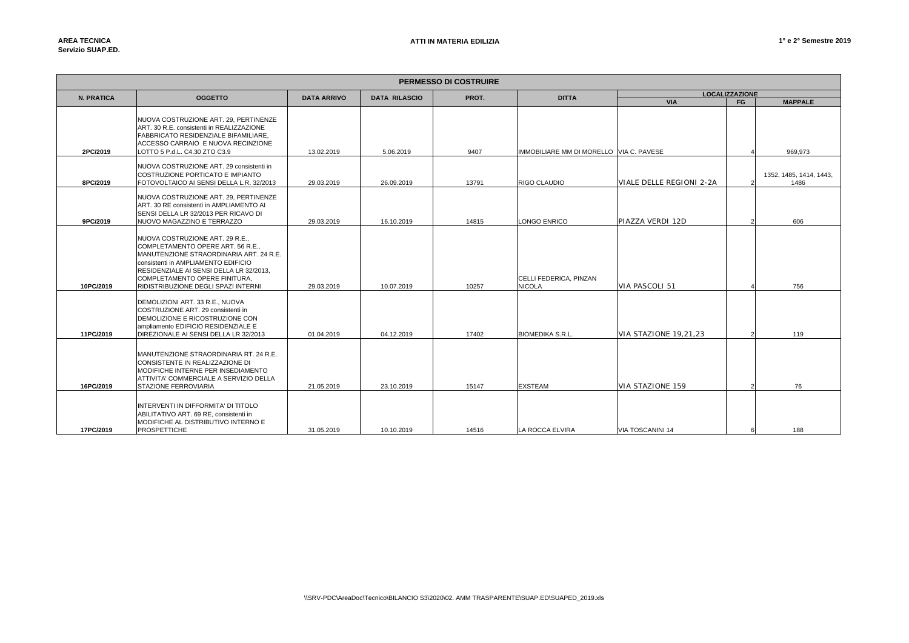**AREA TECNICA**
**Servizio SUAP.ED.**

**ATTI IN MATERIA EDILIZIA**

**1° e 2° Semestre 2019**

| PERMESSO DI COSTRUIRE | | | | | | | | |
|---|---|---|---|---|---|---|---|---|
| **N. PRATICA** | **OGGETTO** | **DATA ARRIVO** | **DATA RILASCIO** | **PROT.** | **DITTA** | **LOCALIZZAZIONE** | | |
| | | | | | | **VIA** | **FG** | **MAPPALE** |
| **2PC/2019** | NUOVA COSTRUZIONE ART. 29, PERTINENZE ART. 30 R.E. consistenti in REALIZZAZIONE FABBRICATO RESIDENZIALE BIFAMILIARE, ACCESSO CARRAIO E NUOVA RECINZIONE LOTTO 5 P.d.L. C4.30 ZTO C3.9 | 13.02.2019 | 5.06.2019 | 9407 | IMMOBILIARE MM DI MORELLO | VIA C. PAVESE | 4 | 969,973 |
| **8PC/2019** | NUOVA COSTRUZIONE ART. 29 consistenti in COSTRUZIONE PORTICATO E IMPIANTO FOTOVOLTAICO AI SENSI DELLA L.R. 32/2013 | 29.03.2019 | 26.09.2019 | 13791 | RIGO CLAUDIO | VIALE DELLE REGIONI 2-2A | 2 | 1352, 1485, 1414, 1443, 1486 |
| **9PC/2019** | NUOVA COSTRUZIONE ART. 29, PERTINENZE ART. 30 RE consistenti in AMPLIAMENTO AI SENSI DELLA LR 32/2013 PER RICAVO DI NUOVO MAGAZZINO E TERRAZZO | 29.03.2019 | 16.10.2019 | 14815 | LONGO ENRICO | PIAZZA VERDI 12D | 2 | 606 |
| **10PC/2019** | NUOVA COSTRUZIONE ART. 29 R.E., COMPLETAMENTO OPERE ART. 56 R.E., MANUTENZIONE STRAORDINARIA ART. 24 R.E. consistenti in AMPLIAMENTO EDIFICIO RESIDENZIALE AI SENSI DELLA LR 32/2013, COMPLETAMENTO OPERE FINITURA, RIDISTRIBUZIONE DEGLI SPAZI INTERNI | 29.03.2019 | 10.07.2019 | 10257 | CELLI FEDERICA, PINZAN NICOLA | VIA PASCOLI 51 | 4 | 756 |
| **11PC/2019** | DEMOLIZIONI ART. 33 R.E., NUOVA COSTRUZIONE ART. 29 consistenti in DEMOLIZIONE E RICOSTRUZIONE CON ampliamento EDIFICIO RESIDENZIALE E DIREZIONALE AI SENSI DELLA LR 32/2013 | 01.04.2019 | 04.12.2019 | 17402 | BIOMEDIKA S.R.L. | VIA STAZIONE 19,21,23 | 2 | 119 |
| **16PC/2019** | MANUTENZIONE STRAORDINARIA RT. 24 R.E. CONSISTENTE IN REALIZZAZIONE DI MODIFICHE INTERNE PER INSEDIAMENTO ATTIVITA' COMMERCIALE A SERVIZIO DELLA STAZIONE FERROVIARIA | 21.05.2019 | 23.10.2019 | 15147 | EXSTEAM | VIA STAZIONE 159 | 2 | 76 |
| **17PC/2019** | INTERVENTI IN DIFFORMITA' DI TITOLO ABILITATIVO ART. 69 RE, consistenti in MODIFICHE AL DISTRIBUTIVO INTERNO E PROSPETTICHE | 31.05.2019 | 10.10.2019 | 14516 | LA ROCCA ELVIRA | VIA TOSCANINI 14 | 6 | 188 |

\\SRV-PDC\AreaDoc\Tecnico\BILANCIO S3\2020\02. AMM TRASPARENTE\SUAP.ED\SUAPED_2019.xls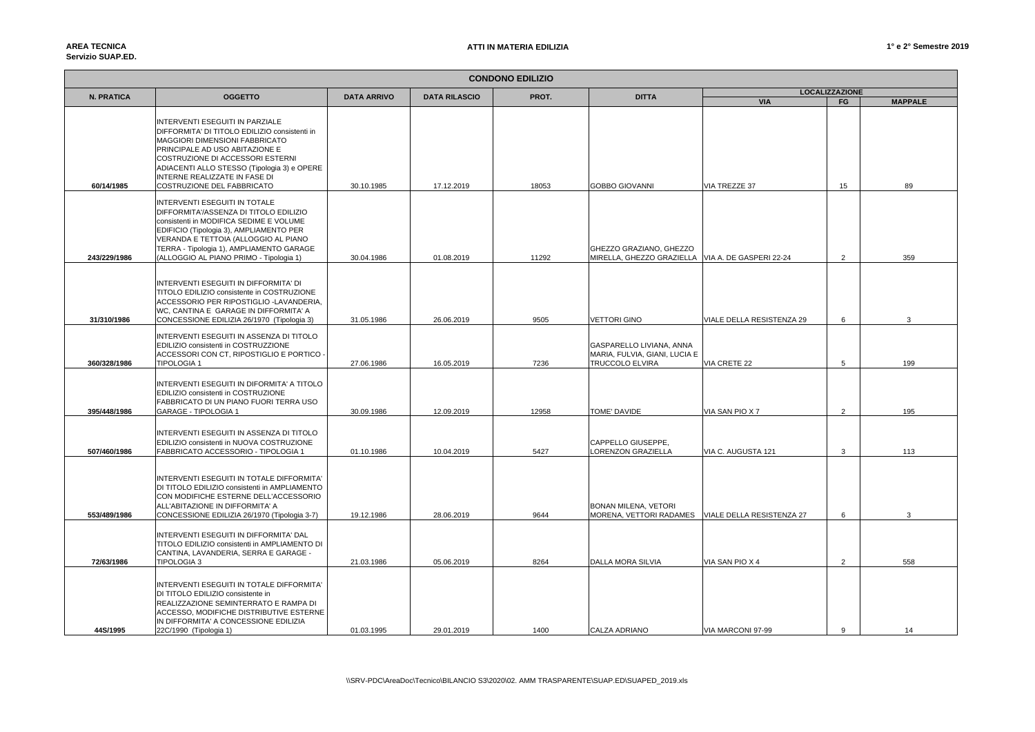**AREA TECNICA**
**Servizio SUAP.ED.**

**ATTI IN MATERIA EDILIZIA**

**1° e 2° Semestre 2019**

| CONDONO EDILIZIO | | | | | | | | |
|---|---|---|---|---|---|---|---|---|
| **N. PRATICA** | **OGGETTO** | **DATA ARRIVO** | **DATA RILASCIO** | **PROT.** | **DITTA** | **LOCALIZZAZIONE** | | |
| | | | | | | **VIA** | **FG** | **MAPPALE** |
| 60/14/1985 | INTERVENTI ESEGUITI IN PARZIALE DIFFORMITA' DI TITOLO EDILIZIO consistenti in MAGGIORI DIMENSIONI FABBRICATO PRINCIPALE AD USO ABITAZIONE E COSTRUZIONE DI ACCESSORI ESTERNI ADIACENTI ALLO STESSO (Tipologia 3) e OPERE INTERNE REALIZZATE IN FASE DI COSTRUZIONE DEL FABBRICATO | 30.10.1985 | 17.12.2019 | 18053 | GOBBO GIOVANNI | VIA TREZZE 37 | 15 | 89 |
| 243/229/1986 | INTERVENTI ESEGUITI IN TOTALE DIFFORMITA'/ASSENZA DI TITOLO EDILIZIO consistenti in MODIFICA SEDIME E VOLUME EDIFICIO (Tipologia 3), AMPLIAMENTO PER VERANDA E TETTOIA (ALLOGGIO AL PIANO TERRA - Tipologia 1), AMPLIAMENTO GARAGE (ALLOGGIO AL PIANO PRIMO - Tipologia 1) | 30.04.1986 | 01.08.2019 | 11292 | GHEZZO GRAZIANO, GHEZZO MIRELLA, GHEZZO GRAZIELLA | VIA A. DE GASPERI 22-24 | 2 | 359 |
| 31/310/1986 | INTERVENTI ESEGUITI IN DIFFORMITA' DI TITOLO EDILIZIO consistente in COSTRUZIONE ACCESSORIO PER RIPOSTIGLIO -LAVANDERIA, WC, CANTINA E GARAGE IN DIFFORMITA' A CONCESSIONE EDILIZIA 26/1970 (Tipologia 3) | 31.05.1986 | 26.06.2019 | 9505 | VETTORI GINO | VIALE DELLA RESISTENZA 29 | 6 | 3 |
| 360/328/1986 | INTERVENTI ESEGUITI IN ASSENZA DI TITOLO EDILIZIO consistenti in COSTRUZZIONE ACCESSORI CON CT, RIPOSTIGLIO E PORTICO - TIPOLOGIA 1 | 27.06.1986 | 16.05.2019 | 7236 | GASPARELLO LIVIANA, ANNA MARIA, FULVIA, GIANI, LUCIA E TRUCCOLO ELVIRA | VIA CRETE 22 | 5 | 199 |
| 395/448/1986 | INTERVENTI ESEGUITI IN DIFORMITA' A TITOLO EDILIZIO consistenti in COSTRUZIONE FABBRICATO DI UN PIANO FUORI TERRA USO GARAGE - TIPOLOGIA 1 | 30.09.1986 | 12.09.2019 | 12958 | TOME' DAVIDE | VIA SAN PIO X 7 | 2 | 195 |
| 507/460/1986 | INTERVENTI ESEGUITI IN ASSENZA DI TITOLO EDILIZIO consistenti in NUOVA COSTRUZIONE FABBRICATO ACCESSORIO - TIPOLOGIA 1 | 01.10.1986 | 10.04.2019 | 5427 | CAPPELLO GIUSEPPE, LORENZON GRAZIELLA | VIA C. AUGUSTA 121 | 3 | 113 |
| 553/489/1986 | INTERVENTI ESEGUITI IN TOTALE DIFFORMITA' DI TITOLO EDILIZIO consistenti in AMPLIAMENTO CON MODIFICHE ESTERNE DELL'ACCESSORIO ALL'ABITAZIONE IN DIFFORMITA' A CONCESSIONE EDILIZIA 26/1970 (Tipologia 3-7) | 19.12.1986 | 28.06.2019 | 9644 | BONAN MILENA, VETORI MORENA, VETTORI RADAMES | VIALE DELLA RESISTENZA 27 | 6 | 3 |
| 72/63/1986 | INTERVENTI ESEGUITI IN DIFFORMITA' DAL TITOLO EDILIZIO consistenti in AMPLIAMENTO DI CANTINA, LAVANDERIA, SERRA E GARAGE - TIPOLOGIA 3 | 21.03.1986 | 05.06.2019 | 8264 | DALLA MORA SILVIA | VIA SAN PIO X 4 | 2 | 558 |
| 44S/1995 | INTERVENTI ESEGUITI IN TOTALE DIFFORMITA' DI TITOLO EDILIZIO consistente in REALIZZAZIONE SEMINTERRATO E RAMPA DI ACCESSO, MODIFICHE DISTRIBUTIVE ESTERNE IN DIFFORMITA' A CONCESSIONE EDILIZIA 22C/1990 (Tipologia 1) | 01.03.1995 | 29.01.2019 | 1400 | CALZA ADRIANO | VIA MARCONI 97-99 | 9 | 14 |

\\SRV-PDC\AreaDoc\Tecnico\BILANCIO S3\2020\02. AMM TRASPARENTE\SUAP.ED\SUAPED_2019.xls